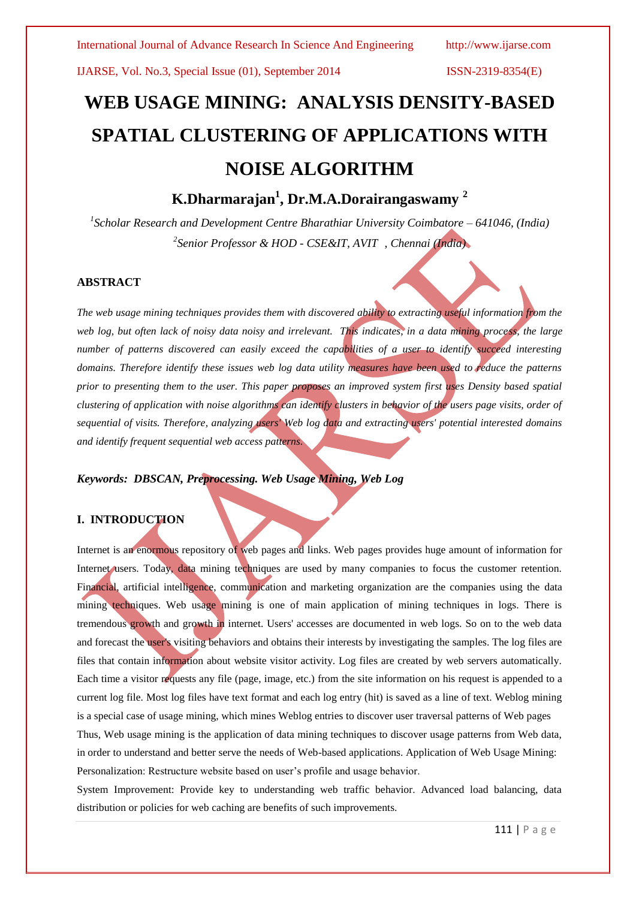# WEB USAGE MINING: ANALYSIS DENSITY-BASED SPATIAL CLUSTERING OF APPLICATIONS WITH NOISE ALGORITHM

**K.Dharmarajan[1], Dr.M.A.Dorairangaswamy [2]**

*[1]Scholar Research and Development Centre Bharathiar University Coimbatore – 641046, (India)*
*[2]Senior Professor & HOD - CSE&IT, AVIT , Chennai (India)*

## ABSTRACT

*The web usage mining techniques provides them with discovered ability to extracting useful information from the web log, but often lack of noisy data noisy and irrelevant. This indicates, in a data mining process, the large number of patterns discovered can easily exceed the capabilities of a user to identify succeed interesting domains. Therefore identify these issues web log data utility measures have been used to reduce the patterns prior to presenting them to the user. This paper proposes an improved system first uses Density based spatial clustering of application with noise algorithms can identify clusters in behavior of the users page visits, order of sequential of visits. Therefore, analyzing users' Web log data and extracting users' potential interested domains and identify frequent sequential web access patterns.*

***Keywords: DBSCAN, Preprocessing. Web Usage Mining, Web Log***

## I. INTRODUCTION

Internet is an enormous repository of web pages and links. Web pages provides huge amount of information for Internet users. Today, data mining techniques are used by many companies to focus the customer retention. Financial, artificial intelligence, communication and marketing organization are the companies using the data mining techniques. Web usage mining is one of main application of mining techniques in logs. There is tremendous growth and growth in internet. Users' accesses are documented in web logs. So on to the web data and forecast the user's visiting behaviors and obtains their interests by investigating the samples. The log files are files that contain information about website visitor activity. Log files are created by web servers automatically. Each time a visitor requests any file (page, image, etc.) from the site information on his request is appended to a current log file. Most log files have text format and each log entry (hit) is saved as a line of text. Weblog mining is a special case of usage mining, which mines Weblog entries to discover user traversal patterns of Web pages

Thus, Web usage mining is the application of data mining techniques to discover usage patterns from Web data, in order to understand and better serve the needs of Web-based applications. Application of Web Usage Mining:

Personalization: Restructure website based on user's profile and usage behavior.

System Improvement: Provide key to understanding web traffic behavior. Advanced load balancing, data distribution or policies for web caching are benefits of such improvements.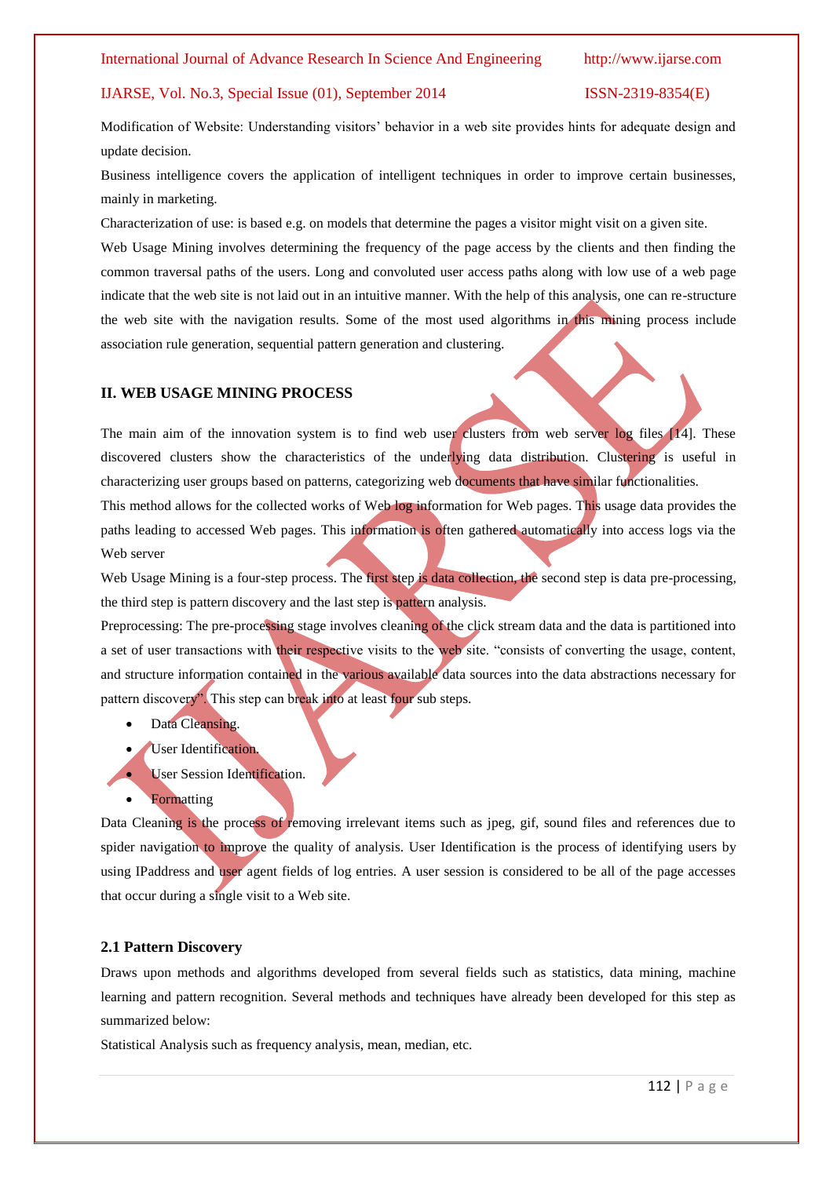Modification of Website: Understanding visitors' behavior in a web site provides hints for adequate design and update decision.

Business intelligence covers the application of intelligent techniques in order to improve certain businesses, mainly in marketing.

Characterization of use: is based e.g. on models that determine the pages a visitor might visit on a given site.

Web Usage Mining involves determining the frequency of the page access by the clients and then finding the common traversal paths of the users. Long and convoluted user access paths along with low use of a web page indicate that the web site is not laid out in an intuitive manner. With the help of this analysis, one can re-structure the web site with the navigation results. Some of the most used algorithms in this mining process include association rule generation, sequential pattern generation and clustering.

## II. WEB USAGE MINING PROCESS

The main aim of the innovation system is to find web user clusters from web server log files [14]. These discovered clusters show the characteristics of the underlying data distribution. Clustering is useful in characterizing user groups based on patterns, categorizing web documents that have similar functionalities.

This method allows for the collected works of Web log information for Web pages. This usage data provides the paths leading to accessed Web pages. This information is often gathered automatically into access logs via the Web server

Web Usage Mining is a four-step process. The first step is data collection, the second step is data pre-processing, the third step is pattern discovery and the last step is pattern analysis.

Preprocessing: The pre-processing stage involves cleaning of the click stream data and the data is partitioned into a set of user transactions with their respective visits to the web site. "consists of converting the usage, content, and structure information contained in the various available data sources into the data abstractions necessary for pattern discovery". This step can break into at least four sub steps.

- Data Cleansing.
- User Identification.
- User Session Identification.
- Formatting

Data Cleaning is the process of removing irrelevant items such as jpeg, gif, sound files and references due to spider navigation to improve the quality of analysis. User Identification is the process of identifying users by using IPaddress and user agent fields of log entries. A user session is considered to be all of the page accesses that occur during a single visit to a Web site.

### 2.1 Pattern Discovery

Draws upon methods and algorithms developed from several fields such as statistics, data mining, machine learning and pattern recognition. Several methods and techniques have already been developed for this step as summarized below:

Statistical Analysis such as frequency analysis, mean, median, etc.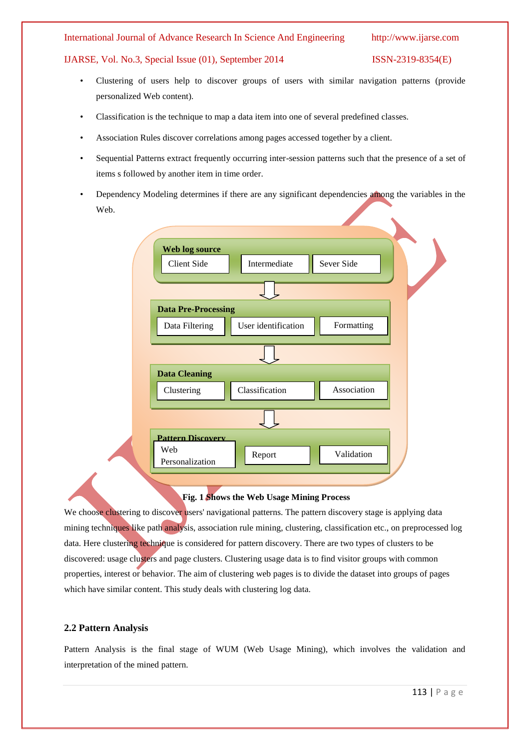- Clustering of users help to discover groups of users with similar navigation patterns (provide personalized Web content).
- Classification is the technique to map a data item into one of several predefined classes.
- Association Rules discover correlations among pages accessed together by a client.
- Sequential Patterns extract frequently occurring inter-session patterns such that the presence of a set of items s followed by another item in time order.
- Dependency Modeling determines if there are any significant dependencies among the variables in the Web.

**Web log source**
Client Side | Intermediate | Sever Side

**Data Pre-Processing**
Data Filtering | User identification | Formatting

**Data Cleaning**
Clustering | Classification | Association

**Pattern Discovery**
Web Personalization | Report | Validation

**Fig. 1 Shows the Web Usage Mining Process**

We choose clustering to discover users' navigational patterns. The pattern discovery stage is applying data mining techniques like path analysis, association rule mining, clustering, classification etc., on preprocessed log data. Here clustering technique is considered for pattern discovery. There are two types of clusters to be discovered: usage clusters and page clusters. Clustering usage data is to find visitor groups with common properties, interest or behavior. The aim of clustering web pages is to divide the dataset into groups of pages which have similar content. This study deals with clustering log data.

### 2.2 Pattern Analysis

Pattern Analysis is the final stage of WUM (Web Usage Mining), which involves the validation and interpretation of the mined pattern.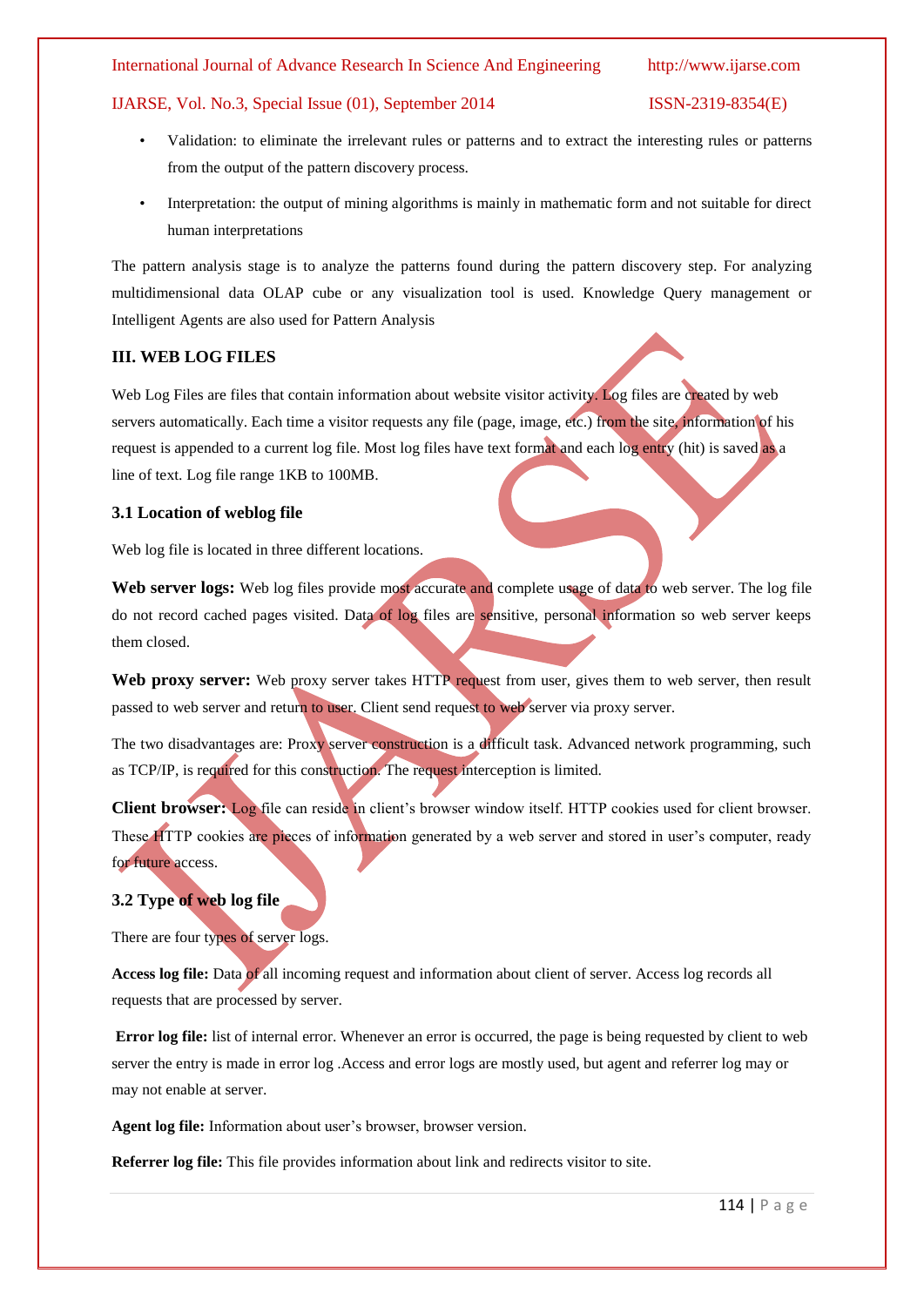- Validation: to eliminate the irrelevant rules or patterns and to extract the interesting rules or patterns from the output of the pattern discovery process.
- Interpretation: the output of mining algorithms is mainly in mathematic form and not suitable for direct human interpretations

The pattern analysis stage is to analyze the patterns found during the pattern discovery step. For analyzing multidimensional data OLAP cube or any visualization tool is used. Knowledge Query management or Intelligent Agents are also used for Pattern Analysis

## III. WEB LOG FILES

Web Log Files are files that contain information about website visitor activity. Log files are created by web servers automatically. Each time a visitor requests any file (page, image, etc.) from the site, information of his request is appended to a current log file. Most log files have text format and each log entry (hit) is saved as a line of text. Log file range 1KB to 100MB.

### 3.1 Location of weblog file

Web log file is located in three different locations.

**Web server logs:** Web log files provide most accurate and complete usage of data to web server. The log file do not record cached pages visited. Data of log files are sensitive, personal information so web server keeps them closed.

**Web proxy server:** Web proxy server takes HTTP request from user, gives them to web server, then result passed to web server and return to user. Client send request to web server via proxy server.

The two disadvantages are: Proxy server construction is a difficult task. Advanced network programming, such as TCP/IP, is required for this construction. The request interception is limited.

**Client browser:** Log file can reside in client's browser window itself. HTTP cookies used for client browser. These HTTP cookies are pieces of information generated by a web server and stored in user's computer, ready for future access.

### 3.2 Type of web log file

There are four types of server logs.

**Access log file:** Data of all incoming request and information about client of server. Access log records all requests that are processed by server.

**Error log file:** list of internal error. Whenever an error is occurred, the page is being requested by client to web server the entry is made in error log .Access and error logs are mostly used, but agent and referrer log may or may not enable at server.

**Agent log file:** Information about user's browser, browser version.

**Referrer log file:** This file provides information about link and redirects visitor to site.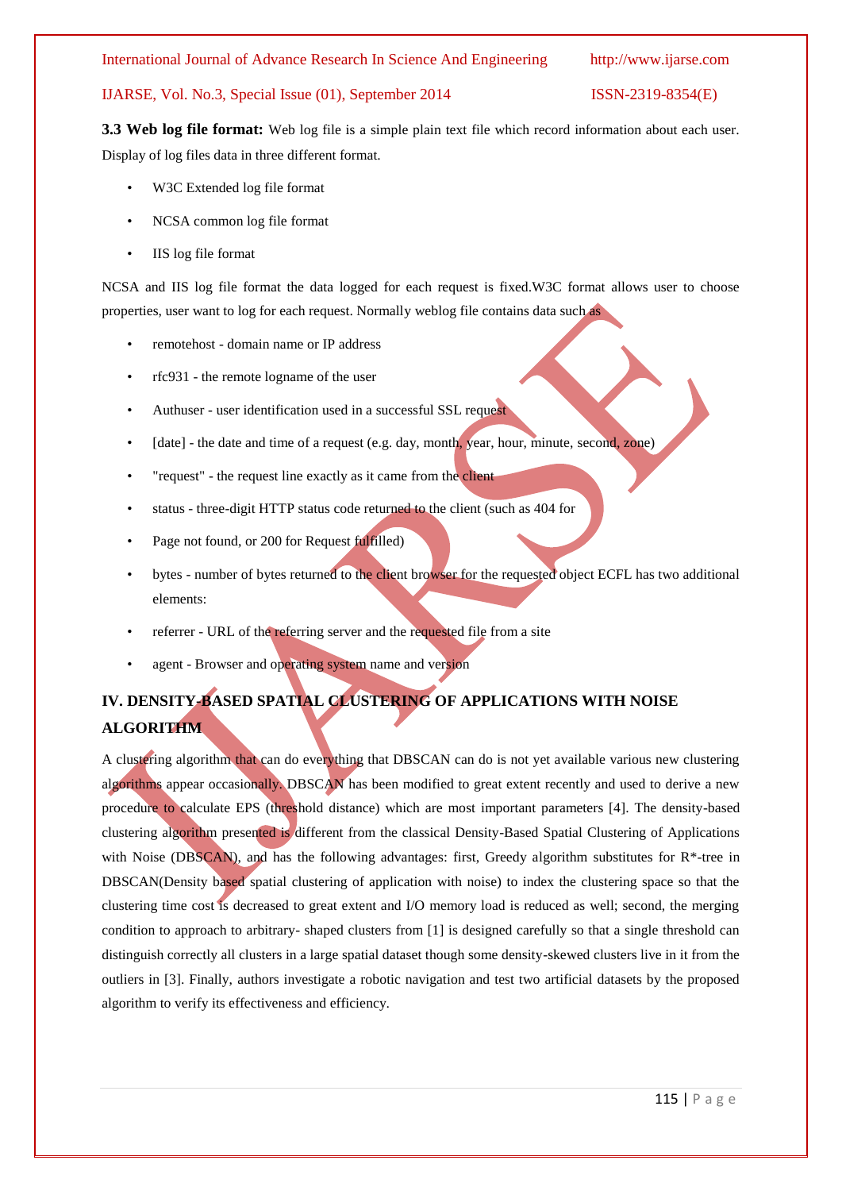**3.3 Web log file format:** Web log file is a simple plain text file which record information about each user. Display of log files data in three different format.

- W3C Extended log file format
- NCSA common log file format
- IIS log file format

NCSA and IIS log file format the data logged for each request is fixed.W3C format allows user to choose properties, user want to log for each request. Normally weblog file contains data such as

- remotehost - domain name or IP address
- rfc931 - the remote logname of the user
- Authuser - user identification used in a successful SSL request
- [date] - the date and time of a request (e.g. day, month, year, hour, minute, second, zone)
- "request" - the request line exactly as it came from the client
- status - three-digit HTTP status code returned to the client (such as 404 for
- Page not found, or 200 for Request fulfilled)
- bytes - number of bytes returned to the client browser for the requested object ECFL has two additional elements:
- referrer - URL of the referring server and the requested file from a site
- agent - Browser and operating system name and version

## IV. DENSITY-BASED SPATIAL CLUSTERING OF APPLICATIONS WITH NOISE ALGORITHM

A clustering algorithm that can do everything that DBSCAN can do is not yet available various new clustering algorithms appear occasionally. DBSCAN has been modified to great extent recently and used to derive a new procedure to calculate EPS (threshold distance) which are most important parameters [4]. The density-based clustering algorithm presented is different from the classical Density-Based Spatial Clustering of Applications with Noise (DBSCAN), and has the following advantages: first, Greedy algorithm substitutes for R*-tree in DBSCAN(Density based spatial clustering of application with noise) to index the clustering space so that the clustering time cost is decreased to great extent and I/O memory load is reduced as well; second, the merging condition to approach to arbitrary- shaped clusters from [1] is designed carefully so that a single threshold can distinguish correctly all clusters in a large spatial dataset though some density-skewed clusters live in it from the outliers in [3]. Finally, authors investigate a robotic navigation and test two artificial datasets by the proposed algorithm to verify its effectiveness and efficiency.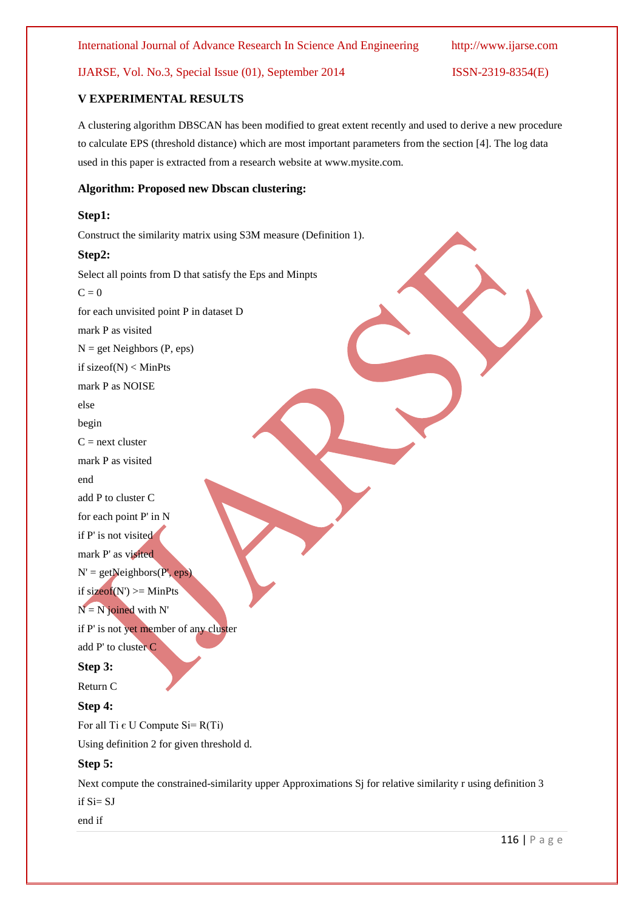## V EXPERIMENTAL RESULTS

A clustering algorithm DBSCAN has been modified to great extent recently and used to derive a new procedure to calculate EPS (threshold distance) which are most important parameters from the section [4]. The log data used in this paper is extracted from a research website at www.mysite.com.

**Algorithm: Proposed new Dbscan clustering:**

**Step1:**

Construct the similarity matrix using S3M measure (Definition 1).

**Step2:**

Select all points from D that satisfy the Eps and Minpts

C = 0

for each unvisited point P in dataset D

mark P as visited

N = get Neighbors (P, eps)

if sizeof(N) < MinPts

mark P as NOISE

else

begin

C = next cluster

mark P as visited

end

add P to cluster C

for each point P' in N

if P' is not visited

mark P' as visited

N' = getNeighbors(P', eps)

if sizeof(N') >= MinPts

N = N joined with N'

if P' is not yet member of any cluster

add P' to cluster C

**Step 3:**

Return C

**Step 4:**

For all Ti є U Compute Si= R(Ti)

Using definition 2 for given threshold d.

**Step 5:**

Next compute the constrained-similarity upper Approximations Sj for relative similarity r using definition 3

if Si= SJ

end if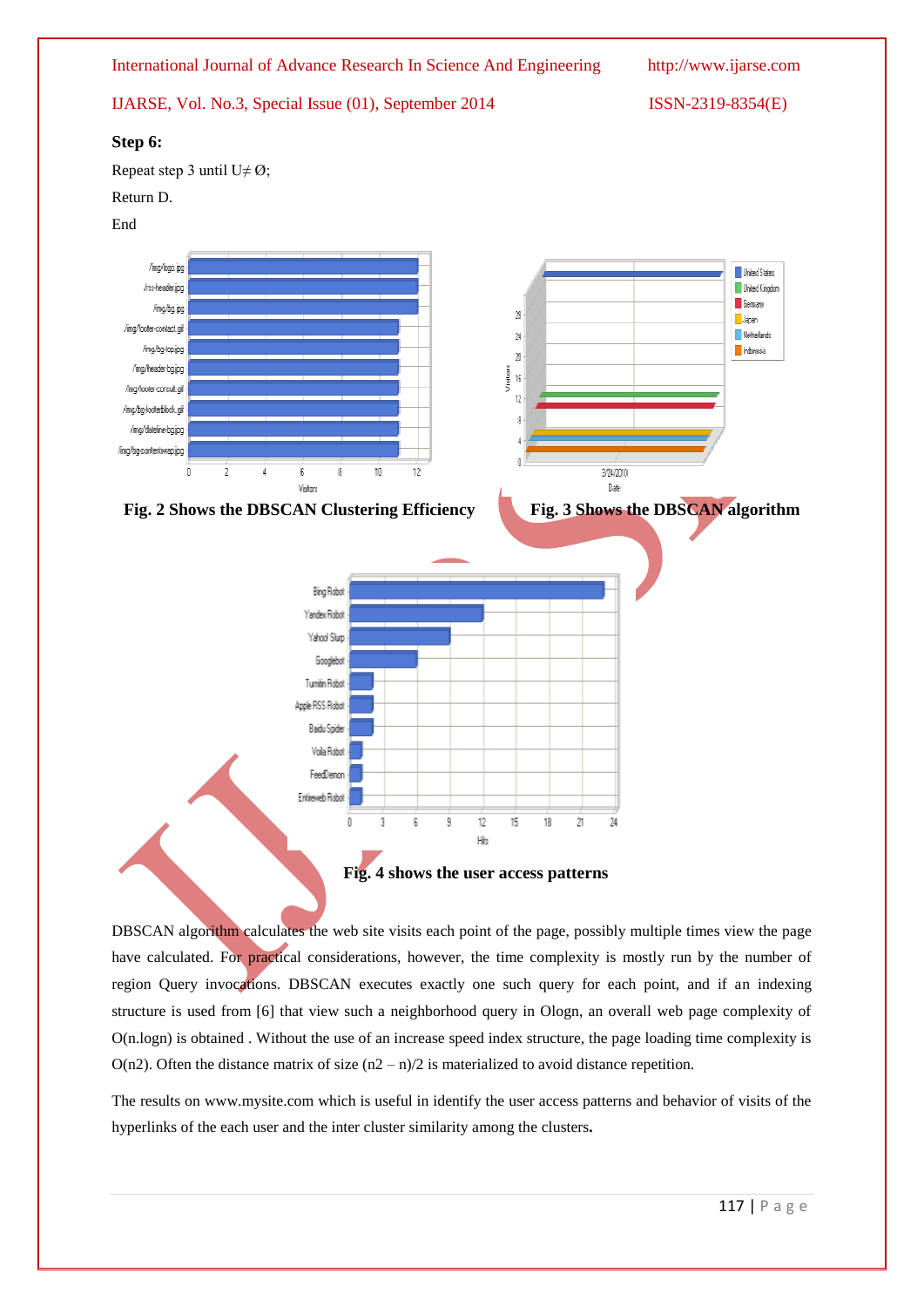**Step 6:**

Repeat step 3 until U≠ Ø;

Return D.

End

**Fig. 2 Shows the DBSCAN Clustering Efficiency**

**Fig. 3 Shows the DBSCAN algorithm**

**Fig. 4 shows the user access patterns**

DBSCAN algorithm calculates the web site visits each point of the page, possibly multiple times view the page have calculated. For practical considerations, however, the time complexity is mostly run by the number of region Query invocations. DBSCAN executes exactly one such query for each point, and if an indexing structure is used from [6] that view such a neighborhood query in Ologn, an overall web page complexity of O(n.logn) is obtained . Without the use of an increase speed index structure, the page loading time complexity is O(n2). Often the distance matrix of size (n2 – n)/2 is materialized to avoid distance repetition.

The results on www.mysite.com which is useful in identify the user access patterns and behavior of visits of the hyperlinks of the each user and the inter cluster similarity among the clusters**.**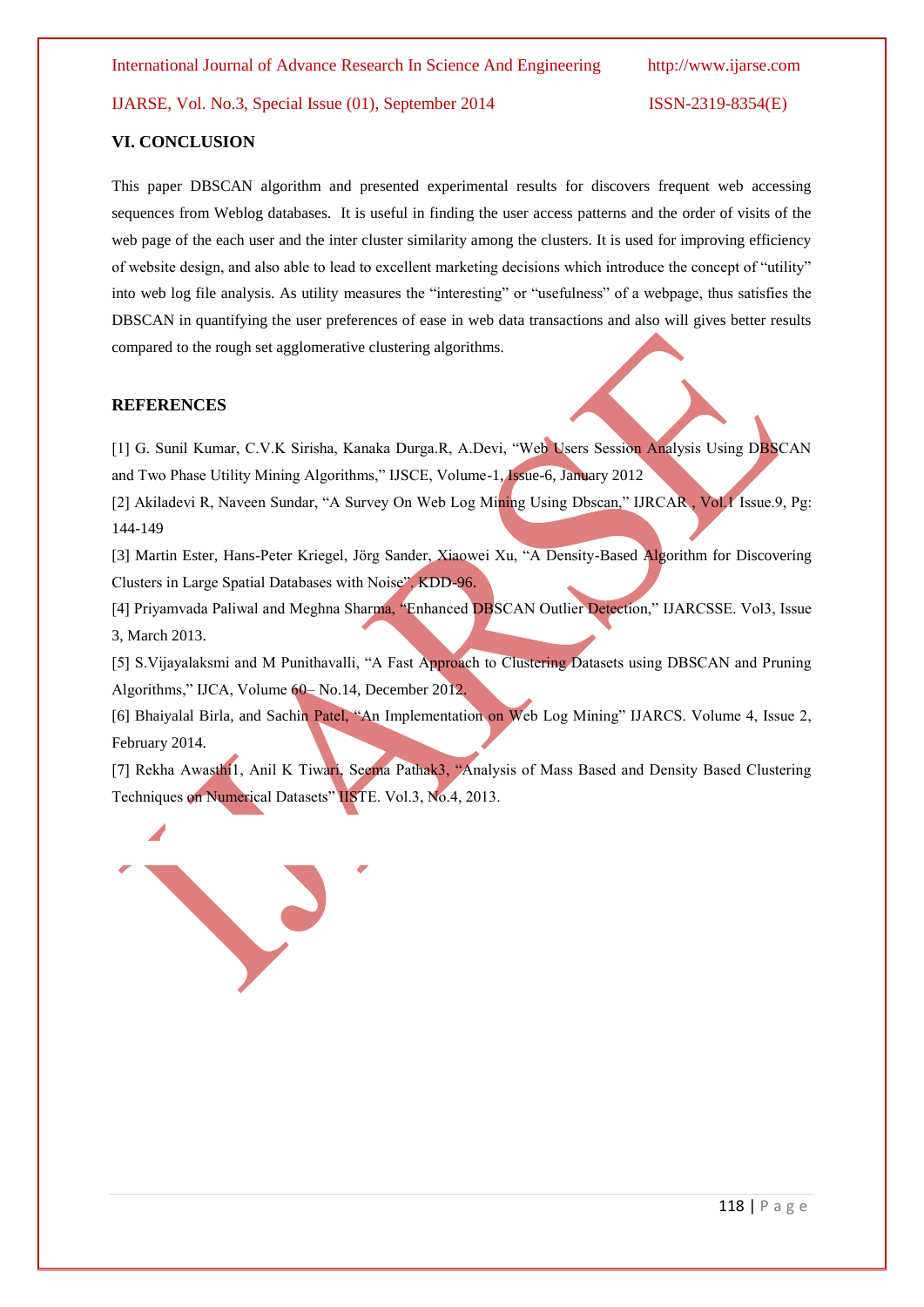## VI. CONCLUSION

This paper DBSCAN algorithm and presented experimental results for discovers frequent web accessing sequences from Weblog databases. It is useful in finding the user access patterns and the order of visits of the web page of the each user and the inter cluster similarity among the clusters. It is used for improving efficiency of website design, and also able to lead to excellent marketing decisions which introduce the concept of "utility" into web log file analysis. As utility measures the "interesting" or "usefulness" of a webpage, thus satisfies the DBSCAN in quantifying the user preferences of ease in web data transactions and also will gives better results compared to the rough set agglomerative clustering algorithms.

## REFERENCES

[1] G. Sunil Kumar, C.V.K Sirisha, Kanaka Durga.R, A.Devi, "Web Users Session Analysis Using DBSCAN and Two Phase Utility Mining Algorithms," IJSCE, Volume-1, Issue-6, January 2012

[2] Akiladevi R, Naveen Sundar, "A Survey On Web Log Mining Using Dbscan," IJRCAR , Vol.1 Issue.9, Pg: 144-149

[3] Martin Ester, Hans-Peter Kriegel, Jörg Sander, Xiaowei Xu, "A Density-Based Algorithm for Discovering Clusters in Large Spatial Databases with Noise", KDD-96.

[4] Priyamvada Paliwal and Meghna Sharma, "Enhanced DBSCAN Outlier Detection," IJARCSSE. Vol3, Issue 3, March 2013.

[5] S.Vijayalaksmi and M Punithavalli, "A Fast Approach to Clustering Datasets using DBSCAN and Pruning Algorithms," IJCA, Volume 60– No.14, December 2012.

[6] Bhaiyalal Birla, and Sachin Patel, "An Implementation on Web Log Mining" IJARCS. Volume 4, Issue 2, February 2014.

[7] Rekha Awasthi1, Anil K Tiwari, Seema Pathak3, "Analysis of Mass Based and Density Based Clustering Techniques on Numerical Datasets" IISTE. Vol.3, No.4, 2013.